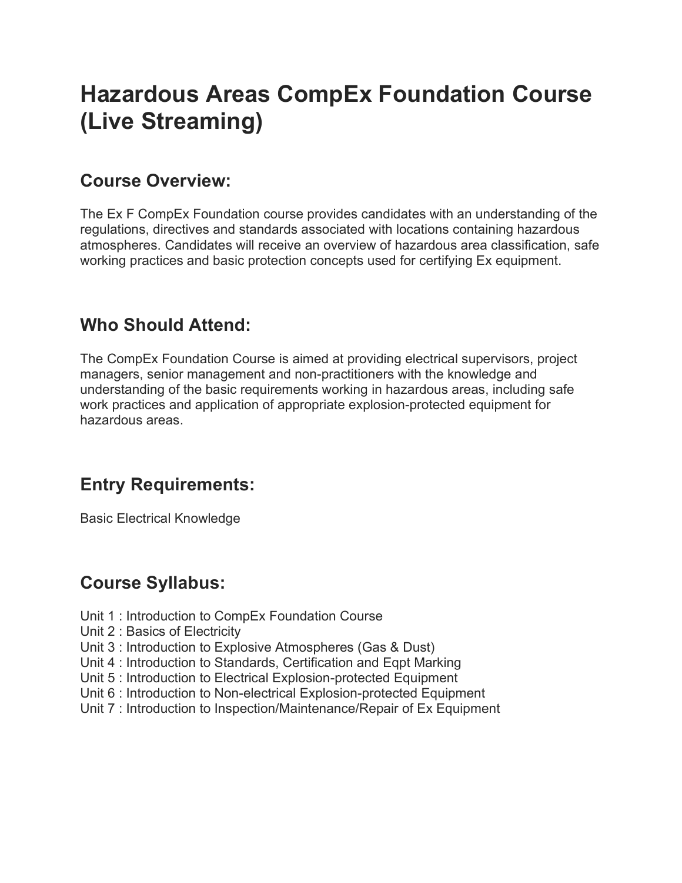# Hazardous Areas CompEx Foundation Course (Live Streaming)

## Course Overview:

The Ex F CompEx Foundation course provides candidates with an understanding of the regulations, directives and standards associated with locations containing hazardous atmospheres. Candidates will receive an overview of hazardous area classification, safe working practices and basic protection concepts used for certifying Ex equipment.

## Who Should Attend:

The CompEx Foundation Course is aimed at providing electrical supervisors, project managers, senior management and non-practitioners with the knowledge and understanding of the basic requirements working in hazardous areas, including safe work practices and application of appropriate explosion-protected equipment for hazardous areas.

## Entry Requirements:

Basic Electrical Knowledge

## Course Syllabus:

Unit 1 : Introduction to CompEx Foundation Course
Unit 2 : Basics of Electricity
Unit 3 : Introduction to Explosive Atmospheres (Gas & Dust)
Unit 4 : Introduction to Standards, Certification and Eqpt Marking
Unit 5 : Introduction to Electrical Explosion-protected Equipment
Unit 6 : Introduction to Non-electrical Explosion-protected Equipment
Unit 7 : Introduction to Inspection/Maintenance/Repair of Ex Equipment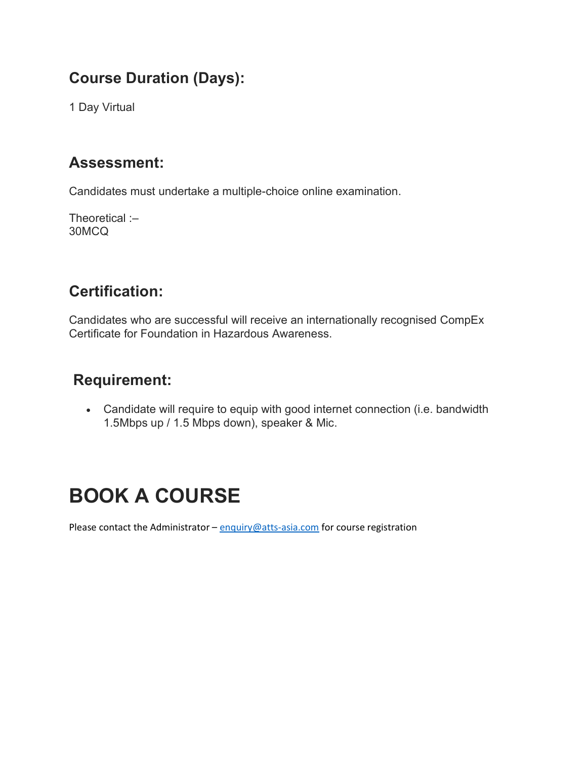## Course Duration (Days):

1 Day Virtual

## Assessment:

Candidates must undertake a multiple-choice online examination.

Theoretical :–
30MCQ

## Certification:

Candidates who are successful will receive an internationally recognised CompEx Certificate for Foundation in Hazardous Awareness.

## Requirement:

- Candidate will require to equip with good internet connection (i.e. bandwidth 1.5Mbps up / 1.5 Mbps down), speaker & Mic.

# BOOK A COURSE

Please contact the Administrator – enquiry@atts-asia.com for course registration